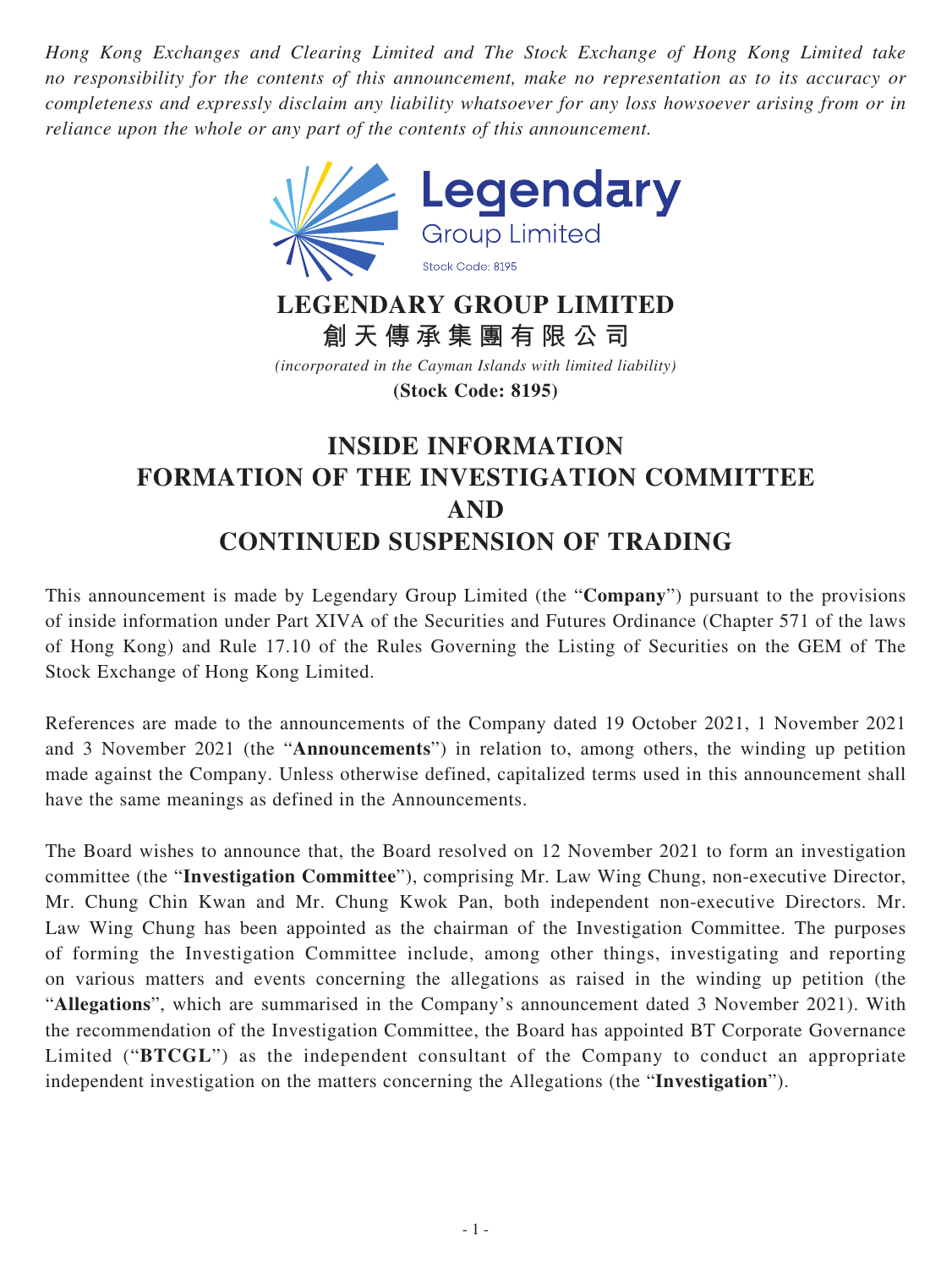*Hong Kong Exchanges and Clearing Limited and The Stock Exchange of Hong Kong Limited take no responsibility for the contents of this announcement, make no representation as to its accuracy or completeness and expressly disclaim any liability whatsoever for any loss howsoever arising from or in reliance upon the whole or any part of the contents of this announcement.*

**LEGENDARY GROUP LIMITED**
**創天傳承集團有限公司**
*(incorporated in the Cayman Islands with limited liability)*
**(Stock Code: 8195)**

# INSIDE INFORMATION
# FORMATION OF THE INVESTIGATION COMMITTEE
# AND
# CONTINUED SUSPENSION OF TRADING

This announcement is made by Legendary Group Limited (the "**Company**") pursuant to the provisions of inside information under Part XIVA of the Securities and Futures Ordinance (Chapter 571 of the laws of Hong Kong) and Rule 17.10 of the Rules Governing the Listing of Securities on the GEM of The Stock Exchange of Hong Kong Limited.

References are made to the announcements of the Company dated 19 October 2021, 1 November 2021 and 3 November 2021 (the "**Announcements**") in relation to, among others, the winding up petition made against the Company. Unless otherwise defined, capitalized terms used in this announcement shall have the same meanings as defined in the Announcements.

The Board wishes to announce that, the Board resolved on 12 November 2021 to form an investigation committee (the "**Investigation Committee**"), comprising Mr. Law Wing Chung, non-executive Director, Mr. Chung Chin Kwan and Mr. Chung Kwok Pan, both independent non-executive Directors. Mr. Law Wing Chung has been appointed as the chairman of the Investigation Committee. The purposes of forming the Investigation Committee include, among other things, investigating and reporting on various matters and events concerning the allegations as raised in the winding up petition (the "**Allegations**", which are summarised in the Company's announcement dated 3 November 2021). With the recommendation of the Investigation Committee, the Board has appointed BT Corporate Governance Limited ("**BTCGL**") as the independent consultant of the Company to conduct an appropriate independent investigation on the matters concerning the Allegations (the "**Investigation**").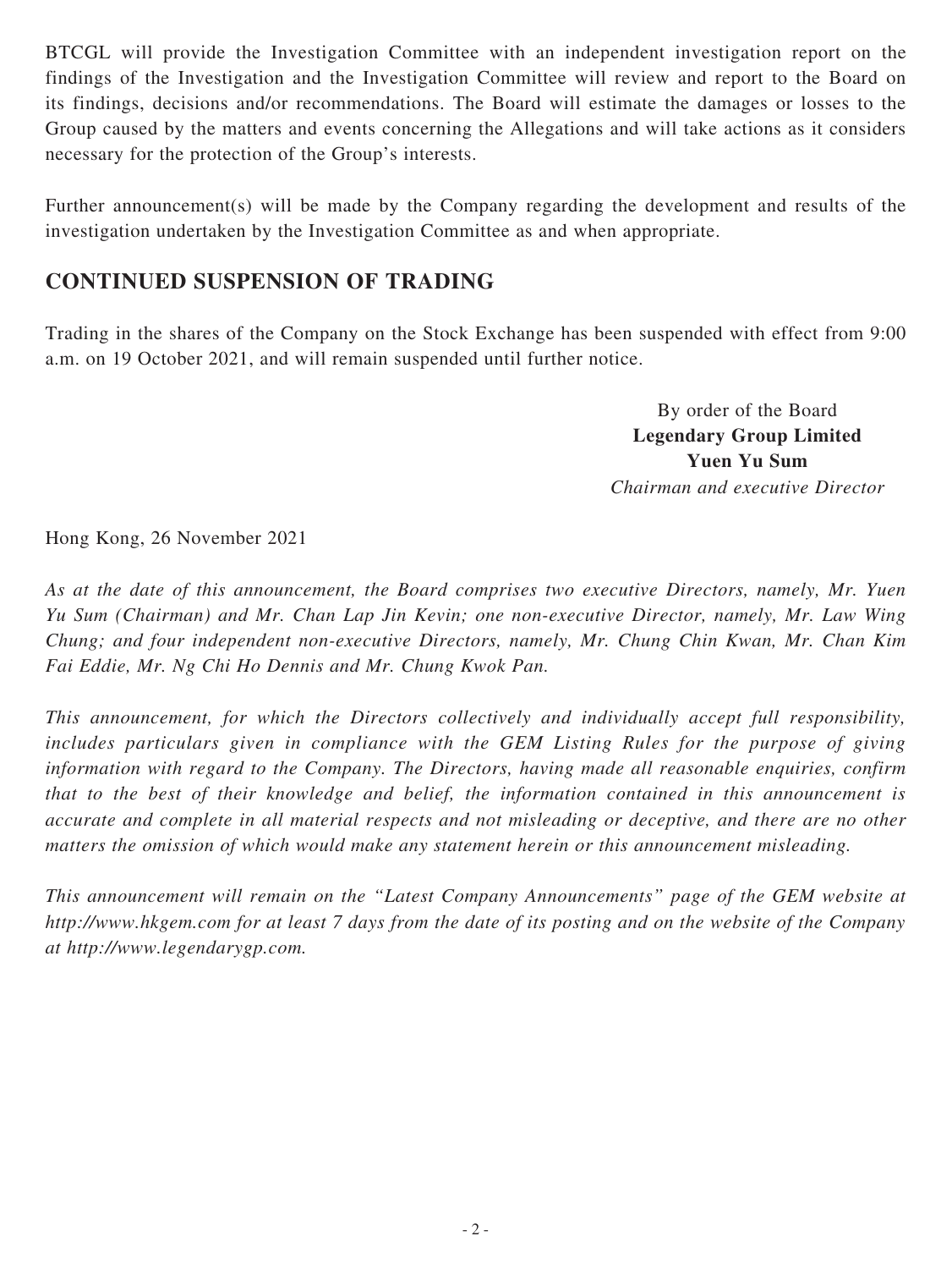BTCGL will provide the Investigation Committee with an independent investigation report on the findings of the Investigation and the Investigation Committee will review and report to the Board on its findings, decisions and/or recommendations. The Board will estimate the damages or losses to the Group caused by the matters and events concerning the Allegations and will take actions as it considers necessary for the protection of the Group's interests.

Further announcement(s) will be made by the Company regarding the development and results of the investigation undertaken by the Investigation Committee as and when appropriate.

## CONTINUED SUSPENSION OF TRADING

Trading in the shares of the Company on the Stock Exchange has been suspended with effect from 9:00 a.m. on 19 October 2021, and will remain suspended until further notice.

By order of the Board
**Legendary Group Limited**
**Yuen Yu Sum**
*Chairman and executive Director*

Hong Kong, 26 November 2021

*As at the date of this announcement, the Board comprises two executive Directors, namely, Mr. Yuen Yu Sum (Chairman) and Mr. Chan Lap Jin Kevin; one non-executive Director, namely, Mr. Law Wing Chung; and four independent non-executive Directors, namely, Mr. Chung Chin Kwan, Mr. Chan Kim Fai Eddie, Mr. Ng Chi Ho Dennis and Mr. Chung Kwok Pan.*

*This announcement, for which the Directors collectively and individually accept full responsibility, includes particulars given in compliance with the GEM Listing Rules for the purpose of giving information with regard to the Company. The Directors, having made all reasonable enquiries, confirm that to the best of their knowledge and belief, the information contained in this announcement is accurate and complete in all material respects and not misleading or deceptive, and there are no other matters the omission of which would make any statement herein or this announcement misleading.*

*This announcement will remain on the "Latest Company Announcements" page of the GEM website at http://www.hkgem.com for at least 7 days from the date of its posting and on the website of the Company at http://www.legendarygp.com.*